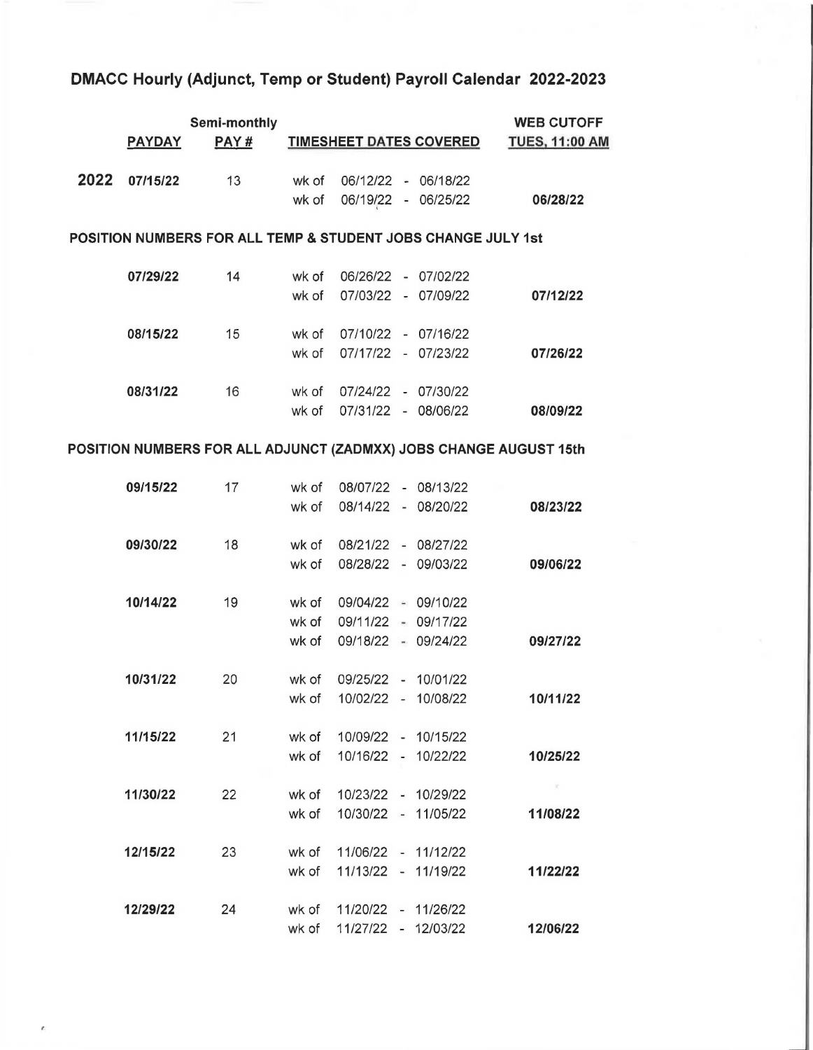# DMACC Hourly (Adjunct, Temp or Student) Payroll Calendar 2022-2023

| | PAYDAY | Semi-monthly PAY # | TIMESHEET DATES COVERED | WEB CUTOFF TUES, 11:00 AM |
|---|---|---|---|---|
| 2022 | 07/15/22 | 13 | wk of 06/12/22 - 06/18/22 | |
| | | | wk of 06/19/22 - 06/25/22 | 06/28/22 |
| **POSITION NUMBERS FOR ALL TEMP & STUDENT JOBS CHANGE JULY 1st** | | | | |
| | 07/29/22 | 14 | wk of 06/26/22 - 07/02/22 | |
| | | | wk of 07/03/22 - 07/09/22 | 07/12/22 |
| | 08/15/22 | 15 | wk of 07/10/22 - 07/16/22 | |
| | | | wk of 07/17/22 - 07/23/22 | 07/26/22 |
| | 08/31/22 | 16 | wk of 07/24/22 - 07/30/22 | |
| | | | wk of 07/31/22 - 08/06/22 | 08/09/22 |
| **POSITION NUMBERS FOR ALL ADJUNCT (ZADMXX) JOBS CHANGE AUGUST 15th** | | | | |
| | 09/15/22 | 17 | wk of 08/07/22 - 08/13/22 | |
| | | | wk of 08/14/22 - 08/20/22 | 08/23/22 |
| | 09/30/22 | 18 | wk of 08/21/22 - 08/27/22 | |
| | | | wk of 08/28/22 - 09/03/22 | 09/06/22 |
| | 10/14/22 | 19 | wk of 09/04/22 - 09/10/22 | |
| | | | wk of 09/11/22 - 09/17/22 | |
| | | | wk of 09/18/22 - 09/24/22 | 09/27/22 |
| | 10/31/22 | 20 | wk of 09/25/22 - 10/01/22 | |
| | | | wk of 10/02/22 - 10/08/22 | 10/11/22 |
| | 11/15/22 | 21 | wk of 10/09/22 - 10/15/22 | |
| | | | wk of 10/16/22 - 10/22/22 | 10/25/22 |
| | 11/30/22 | 22 | wk of 10/23/22 - 10/29/22 | |
| | | | wk of 10/30/22 - 11/05/22 | 11/08/22 |
| | 12/15/22 | 23 | wk of 11/06/22 - 11/12/22 | |
| | | | wk of 11/13/22 - 11/19/22 | 11/22/22 |
| | 12/29/22 | 24 | wk of 11/20/22 - 11/26/22 | |
| | | | wk of 11/27/22 - 12/03/22 | 12/06/22 |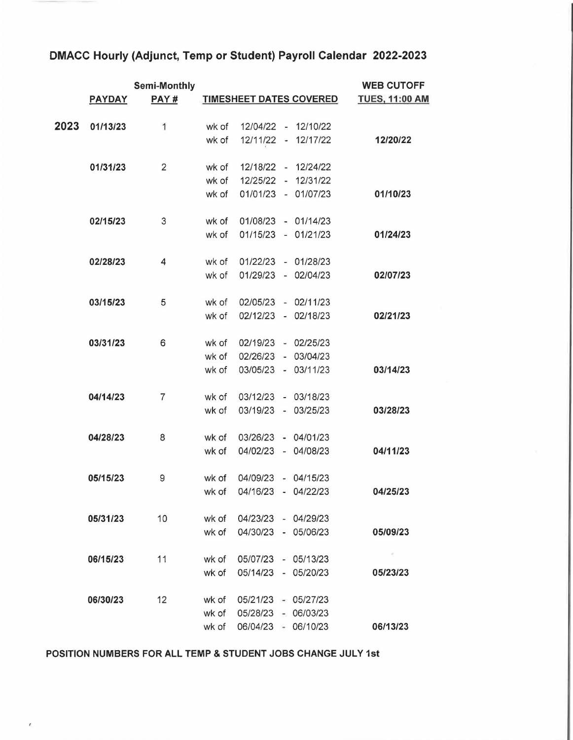# DMACC Hourly (Adjunct, Temp or Student) Payroll Calendar 2022-2023

| | PAYDAY | Semi-Monthly PAY # | TIMESHEET DATES COVERED | WEB CUTOFF TUES, 11:00 AM |
|---|---|---|---|---|
| **2023** | 01/13/23 | 1 | wk of 12/04/22 - 12/10/22 | |
| | | | wk of 12/11/22 - 12/17/22 | **12/20/22** |
| | 01/31/23 | 2 | wk of 12/18/22 - 12/24/22 | |
| | | | wk of 12/25/22 - 12/31/22 | |
| | | | wk of 01/01/23 - 01/07/23 | **01/10/23** |
| | 02/15/23 | 3 | wk of 01/08/23 - 01/14/23 | |
| | | | wk of 01/15/23 - 01/21/23 | **01/24/23** |
| | 02/28/23 | 4 | wk of 01/22/23 - 01/28/23 | |
| | | | wk of 01/29/23 - 02/04/23 | **02/07/23** |
| | 03/15/23 | 5 | wk of 02/05/23 - 02/11/23 | |
| | | | wk of 02/12/23 - 02/18/23 | **02/21/23** |
| | 03/31/23 | 6 | wk of 02/19/23 - 02/25/23 | |
| | | | wk of 02/26/23 - 03/04/23 | |
| | | | wk of 03/05/23 - 03/11/23 | **03/14/23** |
| | 04/14/23 | 7 | wk of 03/12/23 - 03/18/23 | |
| | | | wk of 03/19/23 - 03/25/23 | **03/28/23** |
| | 04/28/23 | 8 | wk of 03/26/23 - 04/01/23 | |
| | | | wk of 04/02/23 - 04/08/23 | **04/11/23** |
| | 05/15/23 | 9 | wk of 04/09/23 - 04/15/23 | |
| | | | wk of 04/16/23 - 04/22/23 | **04/25/23** |
| | 05/31/23 | 10 | wk of 04/23/23 - 04/29/23 | |
| | | | wk of 04/30/23 - 05/06/23 | **05/09/23** |
| | 06/15/23 | 11 | wk of 05/07/23 - 05/13/23 | |
| | | | wk of 05/14/23 - 05/20/23 | **05/23/23** |
| | 06/30/23 | 12 | wk of 05/21/23 - 05/27/23 | |
| | | | wk of 05/28/23 - 06/03/23 | |
| | | | wk of 06/04/23 - 06/10/23 | **06/13/23** |

**POSITION NUMBERS FOR ALL TEMP & STUDENT JOBS CHANGE JULY 1st**